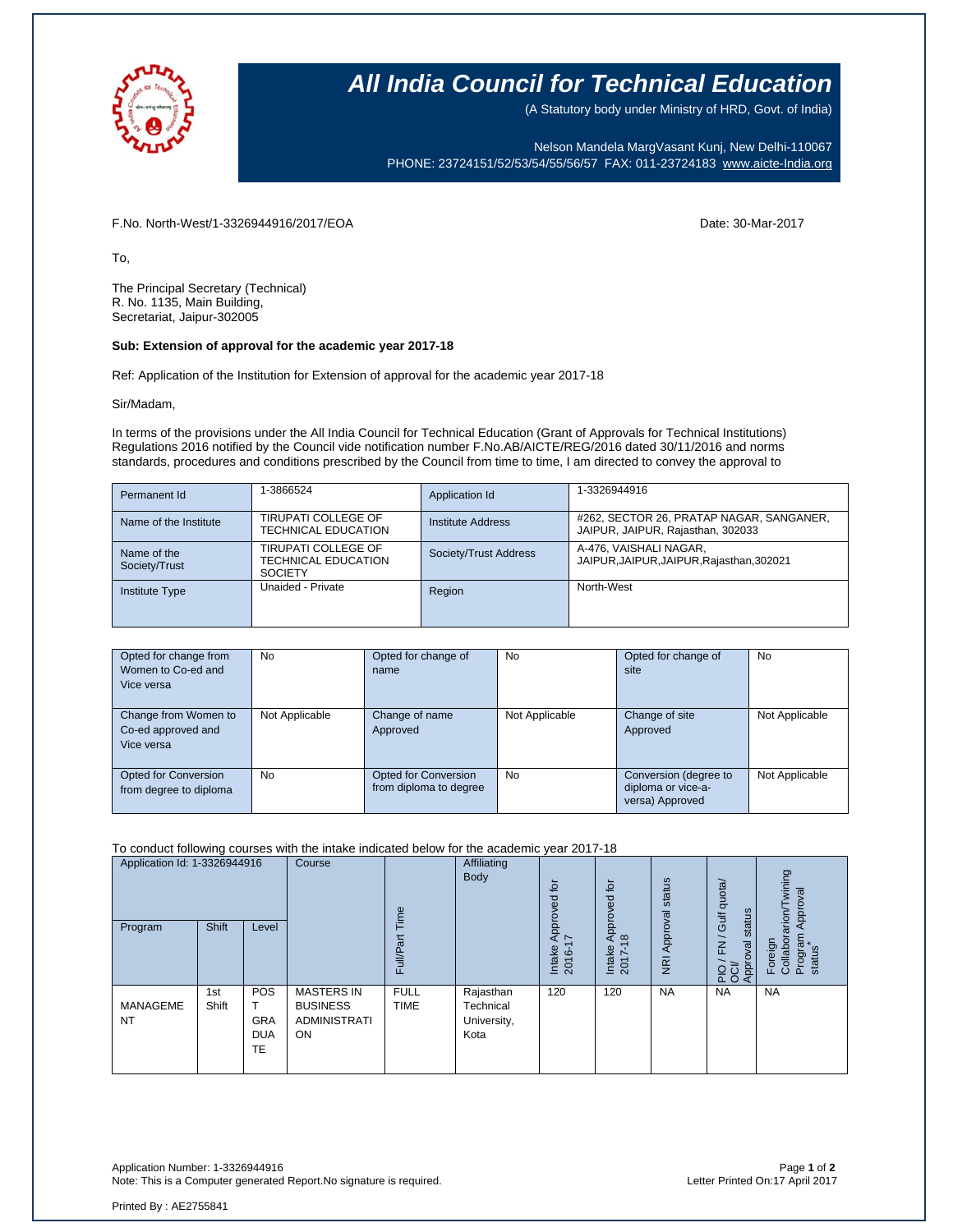# All India Council for Technical Education

(A Statutory body under Ministry of HRD, Govt. of India)

Nelson Mandela MargVasant Kunj, New Delhi-110067
PHONE: 23724151/52/53/54/55/56/57 FAX: 011-23724183 www.aicte-India.org

F.No. North-West/1-3326944916/2017/EOA

Date: 30-Mar-2017

To,

The Principal Secretary (Technical)
R. No. 1135, Main Building,
Secretariat, Jaipur-302005

**Sub: Extension of approval for the academic year 2017-18**

Ref: Application of the Institution for Extension of approval for the academic year 2017-18

Sir/Madam,

In terms of the provisions under the All India Council for Technical Education (Grant of Approvals for Technical Institutions) Regulations 2016 notified by the Council vide notification number F.No.AB/AICTE/REG/2016 dated 30/11/2016 and norms standards, procedures and conditions prescribed by the Council from time to time, I am directed to convey the approval to

| Permanent Id | 1-3866524 | Application Id | 1-3326944916 |
|---|---|---|---|
| Name of the Institute | TIRUPATI COLLEGE OF TECHNICAL EDUCATION | Institute Address | #262, SECTOR 26, PRATAP NAGAR, SANGANER, JAIPUR, JAIPUR, Rajasthan, 302033 |
| Name of the Society/Trust | TIRUPATI COLLEGE OF TECHNICAL EDUCATION SOCIETY | Society/Trust Address | A-476, VAISHALI NAGAR, JAIPUR,JAIPUR,JAIPUR,Rajasthan,302021 |
| Institute Type | Unaided - Private | Region | North-West |

| Opted for change from Women to Co-ed and Vice versa | No | Opted for change of name | No | Opted for change of site | No |
|---|---|---|---|---|---|
| Change from Women to Co-ed approved and Vice versa | Not Applicable | Change of name Approved | Not Applicable | Change of site Approved | Not Applicable |
| Opted for Conversion from degree to diploma | No | Opted for Conversion from diploma to degree | No | Conversion (degree to diploma or vice-a-versa) Approved | Not Applicable |

To conduct following courses with the intake indicated below for the academic year 2017-18

| Application Id: 1-3326944916 | | | Course | Full/Part Time | Affiliating Body | Intake Approved for 2016-17 | Intake Approved for 2017-18 | NRI Approval status | PIO / FN / Gulf quota/ OCI/ Approval status | Foreign Collaborarion/Twining Program Approval status* |
|---|---|---|---|---|---|---|---|---|---|---|
| Program | Shift | Level | | | | | | | | |
| MANAGEMENT | 1st Shift | POST GRADUATE | MASTERS IN BUSINESS ADMINISTRATION | FULL TIME | Rajasthan Technical University, Kota | 120 | 120 | NA | NA | NA |

Application Number: 1-3326944916
Note: This is a Computer generated Report.No signature is required.

Letter Printed On:17 April 2017

Printed By : AE2755841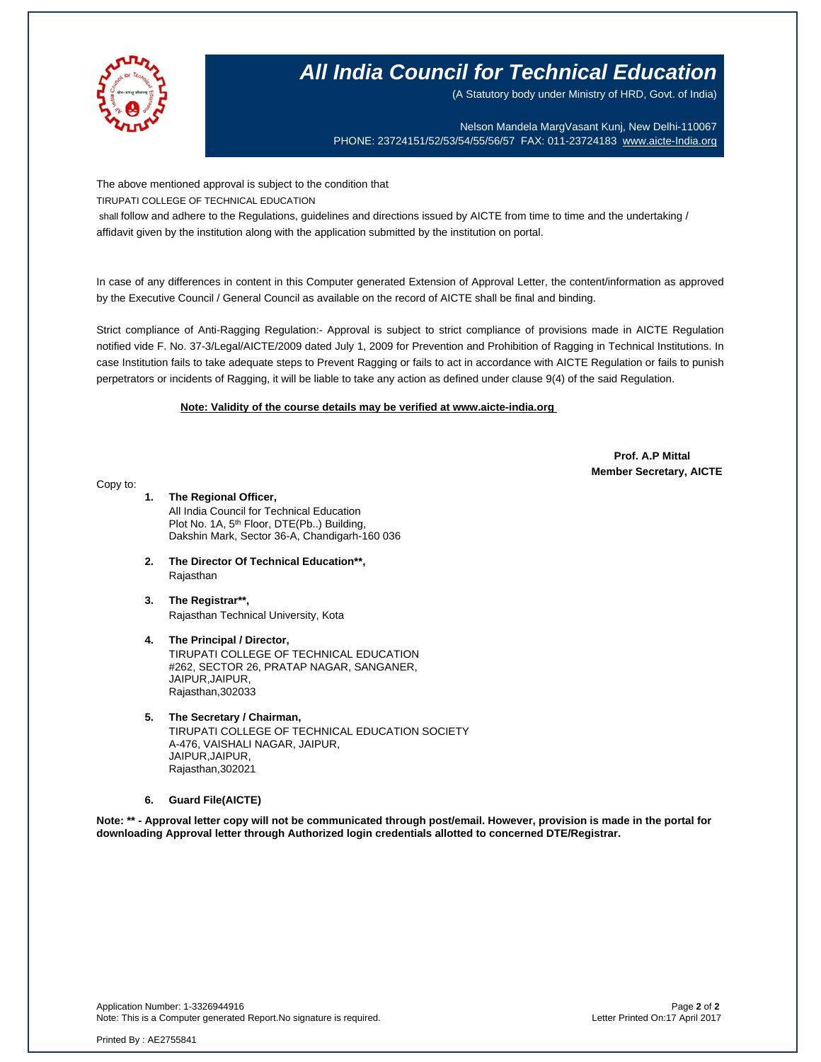# All India Council for Technical Education

(A Statutory body under Ministry of HRD, Govt. of India)

Nelson Mandela MargVasant Kunj, New Delhi-110067
PHONE: 23724151/52/53/54/55/56/57 FAX: 011-23724183 www.aicte-India.org

The above mentioned approval is subject to the condition that
TIRUPATI COLLEGE OF TECHNICAL EDUCATION
shall follow and adhere to the Regulations, guidelines and directions issued by AICTE from time to time and the undertaking / affidavit given by the institution along with the application submitted by the institution on portal.

In case of any differences in content in this Computer generated Extension of Approval Letter, the content/information as approved by the Executive Council / General Council as available on the record of AICTE shall be final and binding.

Strict compliance of Anti-Ragging Regulation:- Approval is subject to strict compliance of provisions made in AICTE Regulation notified vide F. No. 37-3/Legal/AICTE/2009 dated July 1, 2009 for Prevention and Prohibition of Ragging in Technical Institutions. In case Institution fails to take adequate steps to Prevent Ragging or fails to act in accordance with AICTE Regulation or fails to punish perpetrators or incidents of Ragging, it will be liable to take any action as defined under clause 9(4) of the said Regulation.

**Note: Validity of the course details may be verified at www.aicte-india.org**

**Prof. A.P Mittal**
**Member Secretary, AICTE**

Copy to:

1. **The Regional Officer,**
   All India Council for Technical Education
   Plot No. 1A, 5th Floor, DTE(Pb..) Building,
   Dakshin Mark, Sector 36-A, Chandigarh-160 036

2. **The Director Of Technical Education\*\*,**
   Rajasthan

3. **The Registrar\*\*,**
   Rajasthan Technical University, Kota

4. **The Principal / Director,**
   TIRUPATI COLLEGE OF TECHNICAL EDUCATION
   #262, SECTOR 26, PRATAP NAGAR, SANGANER,
   JAIPUR,JAIPUR,
   Rajasthan,302033

5. **The Secretary / Chairman,**
   TIRUPATI COLLEGE OF TECHNICAL EDUCATION SOCIETY
   A-476, VAISHALI NAGAR, JAIPUR,
   JAIPUR,JAIPUR,
   Rajasthan,302021

6. **Guard File(AICTE)**

**Note: \*\* - Approval letter copy will not be communicated through post/email. However, provision is made in the portal for downloading Approval letter through Authorized login credentials allotted to concerned DTE/Registrar.**

Application Number: 1-3326944916
Note: This is a Computer generated Report.No signature is required.

Letter Printed On:17 April 2017

Printed By : AE2755841